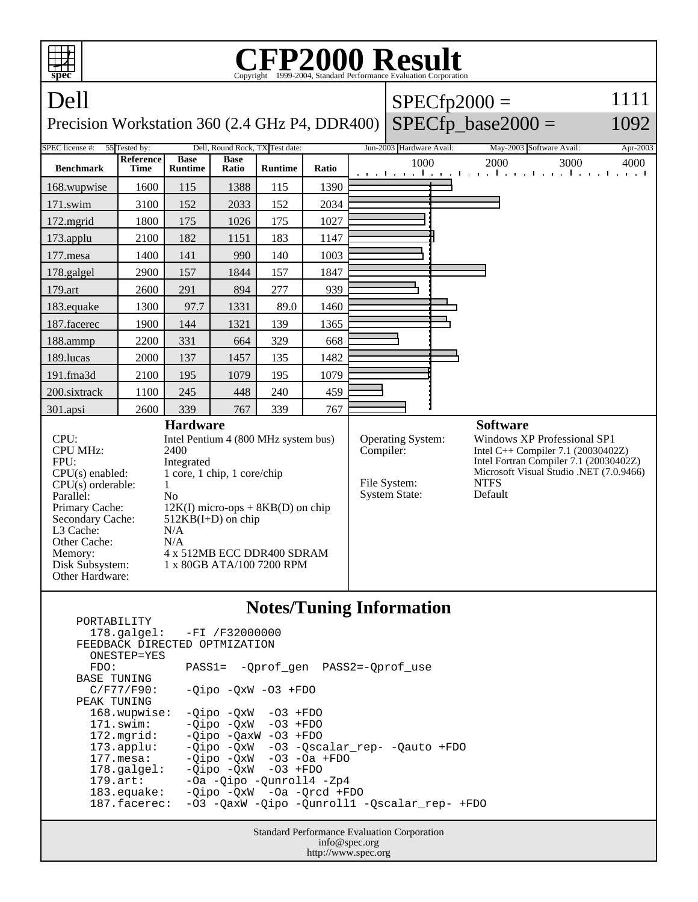# CFP2000 Result

Copyright 1999-2004, Standard Performance Evaluation Corporation

## Dell

Precision Workstation 360 (2.4 GHz P4, DDR400)

SPECfp2000 = 1111

SPECfp_base2000 = 1092

| SPEC license #: | 55 | Tested by: | Dell, Round Rock, TX | Test date: | Jun-2003 | Hardware Avail: | May-2003 | Software Avail: | Apr-2003 |
|---|---|---|---|---|---|---|---|---|---|

| Benchmark | Reference Time | Base Runtime | Base Ratio | Runtime | Ratio |
|---|---|---|---|---|---|
| 168.wupwise | 1600 | 115 | 1388 | 115 | 1390 |
| 171.swim | 3100 | 152 | 2033 | 152 | 2034 |
| 172.mgrid | 1800 | 175 | 1026 | 175 | 1027 |
| 173.applu | 2100 | 182 | 1151 | 183 | 1147 |
| 177.mesa | 1400 | 141 | 990 | 140 | 1003 |
| 178.galgel | 2900 | 157 | 1844 | 157 | 1847 |
| 179.art | 2600 | 291 | 894 | 277 | 939 |
| 183.equake | 1300 | 97.7 | 1331 | 89.0 | 1460 |
| 187.facerec | 1900 | 144 | 1321 | 139 | 1365 |
| 188.ammp | 2200 | 331 | 664 | 329 | 668 |
| 189.lucas | 2000 | 137 | 1457 | 135 | 1482 |
| 191.fma3d | 2100 | 195 | 1079 | 195 | 1079 |
| 200.sixtrack | 1100 | 245 | 448 | 240 | 459 |
| 301.apsi | 2600 | 339 | 767 | 339 | 767 |

### Hardware

| | |
|---|---|
| CPU: | Intel Pentium 4 (800 MHz system bus) |
| CPU MHz: | 2400 |
| FPU: | Integrated |
| CPU(s) enabled: | 1 core, 1 chip, 1 core/chip |
| CPU(s) orderable: | 1 |
| Parallel: | No |
| Primary Cache: | 12K(I) micro-ops + 8KB(D) on chip |
| Secondary Cache: | 512KB(I+D) on chip |
| L3 Cache: | N/A |
| Other Cache: | N/A |
| Memory: | 4 x 512MB ECC DDR400 SDRAM |
| Disk Subsystem: | 1 x 80GB ATA/100 7200 RPM |
| Other Hardware: | |

### Software

| | |
|---|---|
| Operating System: | Windows XP Professional SP1 |
| Compiler: | Intel C++ Compiler 7.1 (20030402Z)<br>Intel Fortran Compiler 7.1 (20030402Z)<br>Microsoft Visual Studio .NET (7.0.9466) |
| File System: | NTFS |
| System State: | Default |

### Notes/Tuning Information

```
PORTABILITY
  178.galgel:   -FI /F32000000
FEEDBACK DIRECTED OPTMIZATION
  ONESTEP=YES
  FDO:          PASS1=  -Qprof_gen  PASS2=-Qprof_use
BASE TUNING
  C/F77/F90:    -Qipo -QxW -O3 +FDO
PEAK TUNING
  168.wupwise:  -Qipo -QxW  -O3 +FDO
  171.swim:     -Qipo -QxW  -O3 +FDO
  172.mgrid:    -Qipo -QaxW -O3 +FDO
  173.applu:    -Qipo -QxW  -O3 -Qscalar_rep- -Qauto +FDO
  177.mesa:     -Qipo -QxW  -O3 -Oa +FDO
  178.galgel:   -Qipo -QxW  -O3 +FDO
  179.art:      -Oa -Qipo -Qunroll4 -Zp4
  183.equake:   -Qipo -QxW  -Oa -Qrcd +FDO
  187.facerec:  -O3 -QaxW -Qipo -Qunroll1 -Qscalar_rep- +FDO
```

Standard Performance Evaluation Corporation
info@spec.org
http://www.spec.org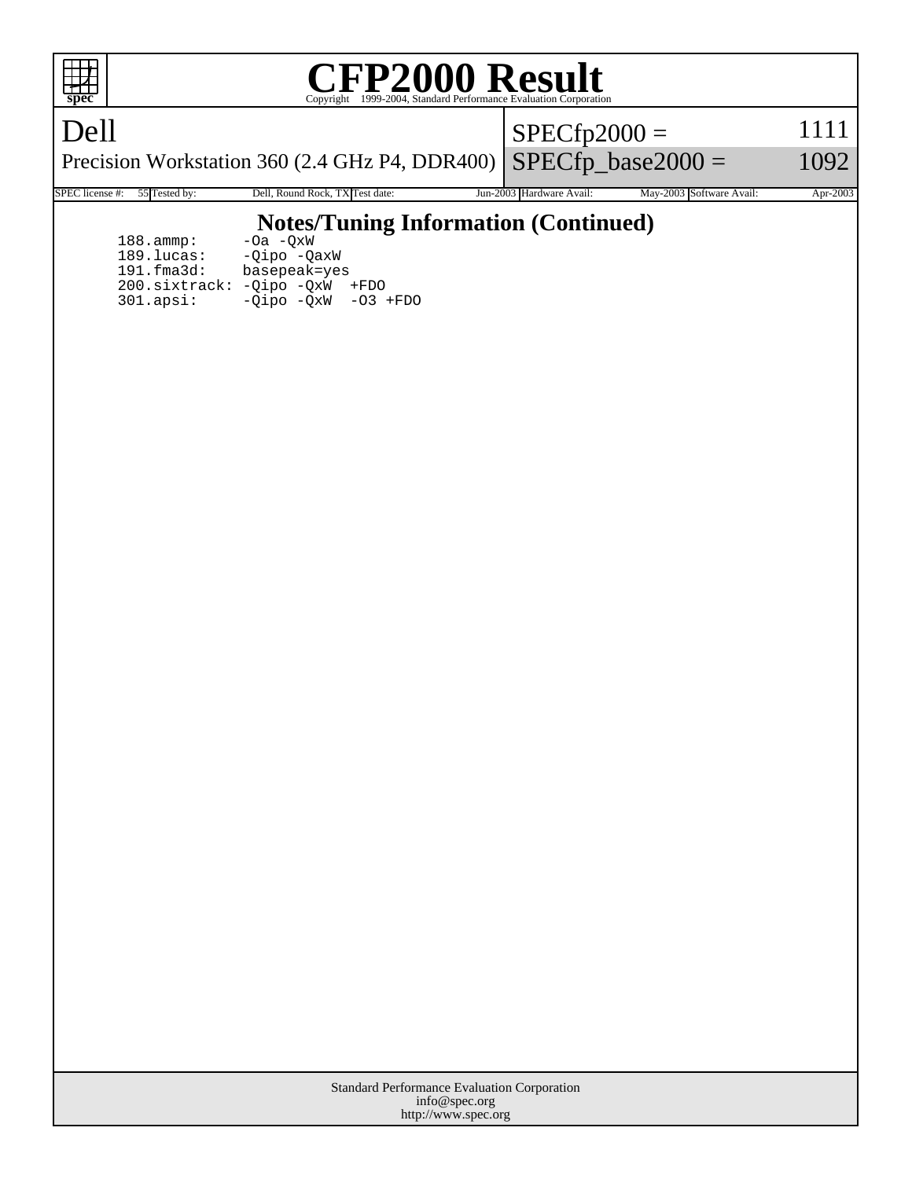# CFP2000 Result

Copyright 1999-2004, Standard Performance Evaluation Corporation

**Dell**

Precision Workstation 360 (2.4 GHz P4, DDR400)

SPECfp2000 = 1111

SPECfp_base2000 = 1092

| SPEC license #: | 55 | Tested by: | Dell, Round Rock, TX | Test date: | Jun-2003 | Hardware Avail: | May-2003 | Software Avail: | Apr-2003 |
|---|---|---|---|---|---|---|---|---|---|

## Notes/Tuning Information (Continued)

```
188.ammp:      -Oa -QxW
189.lucas:     -Qipo -QaxW
191.fma3d:     basepeak=yes
200.sixtrack: -Qipo -QxW  +FDO
301.apsi:      -Qipo -QxW  -O3 +FDO
```

Standard Performance Evaluation Corporation
info@spec.org
http://www.spec.org